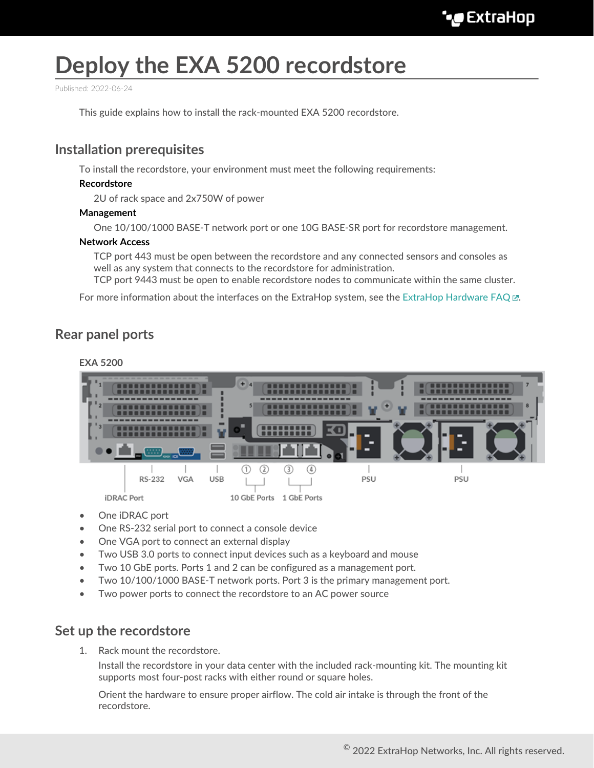# Deploy the EXA 5200 recordstore

Published: 2022-06-24

This guide explains how to install the rack-mounted EXA 5200 recordstore.

## Installation prerequisites

To install the recordstore, your environment must meet the following requirements:

**Recordstore**

2U of rack space and 2x750W of power

**Management**

One 10/100/1000 BASE-T network port or one 10G BASE-SR port for recordstore management.

**Network Access**

TCP port 443 must be open between the recordstore and any connected sensors and consoles as well as any system that connects to the recordstore for administration.
TCP port 9443 must be open to enable recordstore nodes to communicate within the same cluster.

For more information about the interfaces on the ExtraHop system, see the ExtraHop Hardware FAQ.

## Rear panel ports

**EXA 5200**

- One iDRAC port
- One RS-232 serial port to connect a console device
- One VGA port to connect an external display
- Two USB 3.0 ports to connect input devices such as a keyboard and mouse
- Two 10 GbE ports. Ports 1 and 2 can be configured as a management port.
- Two 10/100/1000 BASE-T network ports. Port 3 is the primary management port.
- Two power ports to connect the recordstore to an AC power source

## Set up the recordstore

1. Rack mount the recordstore.

   Install the recordstore in your data center with the included rack-mounting kit. The mounting kit supports most four-post racks with either round or square holes.

   Orient the hardware to ensure proper airflow. The cold air intake is through the front of the recordstore.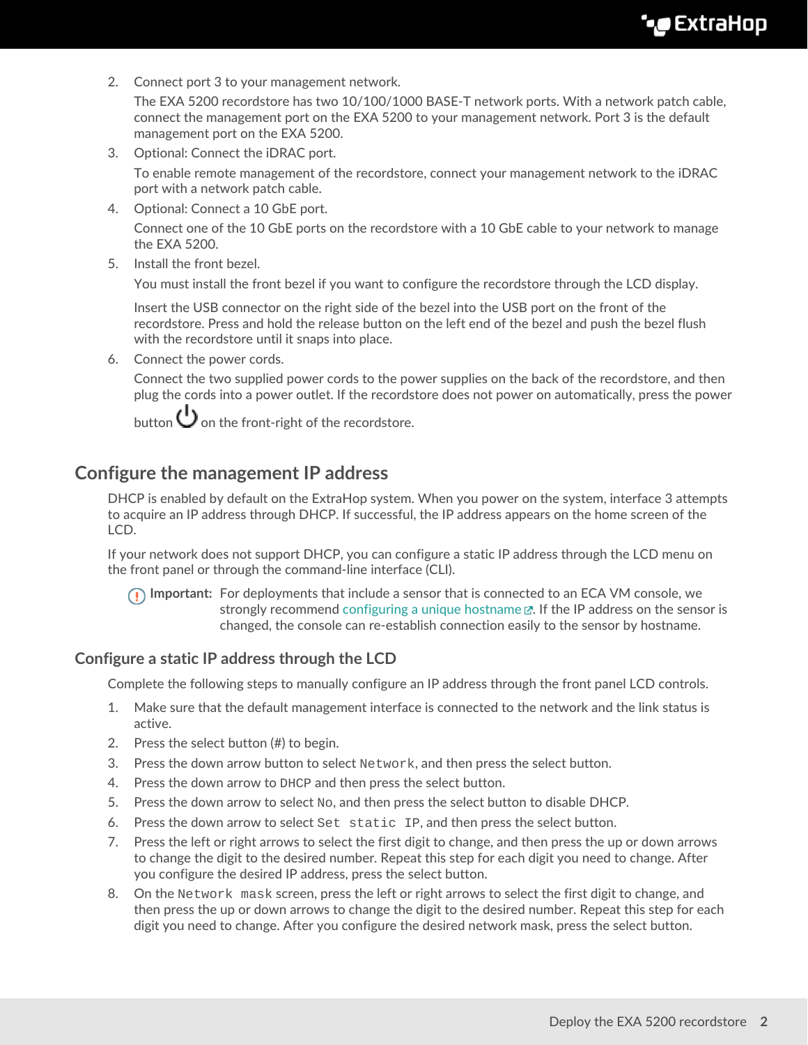2. Connect port 3 to your management network.

   The EXA 5200 recordstore has two 10/100/1000 BASE-T network ports. With a network patch cable, connect the management port on the EXA 5200 to your management network. Port 3 is the default management port on the EXA 5200.

3. Optional: Connect the iDRAC port.

   To enable remote management of the recordstore, connect your management network to the iDRAC port with a network patch cable.

4. Optional: Connect a 10 GbE port.

   Connect one of the 10 GbE ports on the recordstore with a 10 GbE cable to your network to manage the EXA 5200.

5. Install the front bezel.

   You must install the front bezel if you want to configure the recordstore through the LCD display.

   Insert the USB connector on the right side of the bezel into the USB port on the front of the recordstore. Press and hold the release button on the left end of the bezel and push the bezel flush with the recordstore until it snaps into place.

6. Connect the power cords.

   Connect the two supplied power cords to the power supplies on the back of the recordstore, and then plug the cords into a power outlet. If the recordstore does not power on automatically, press the power button ⏻ on the front-right of the recordstore.

## Configure the management IP address

DHCP is enabled by default on the ExtraHop system. When you power on the system, interface 3 attempts to acquire an IP address through DHCP. If successful, the IP address appears on the home screen of the LCD.

If your network does not support DHCP, you can configure a static IP address through the LCD menu on the front panel or through the command-line interface (CLI).

> **Important:** For deployments that include a sensor that is connected to an ECA VM console, we strongly recommend configuring a unique hostname. If the IP address on the sensor is changed, the console can re-establish connection easily to the sensor by hostname.

### Configure a static IP address through the LCD

Complete the following steps to manually configure an IP address through the front panel LCD controls.

1. Make sure that the default management interface is connected to the network and the link status is active.
2. Press the select button (#) to begin.
3. Press the down arrow button to select `Network`, and then press the select button.
4. Press the down arrow to `DHCP` and then press the select button.
5. Press the down arrow to select `No`, and then press the select button to disable DHCP.
6. Press the down arrow to select `Set static IP`, and then press the select button.
7. Press the left or right arrows to select the first digit to change, and then press the up or down arrows to change the digit to the desired number. Repeat this step for each digit you need to change. After you configure the desired IP address, press the select button.
8. On the `Network mask` screen, press the left or right arrows to select the first digit to change, and then press the up or down arrows to change the digit to the desired number. Repeat this step for each digit you need to change. After you configure the desired network mask, press the select button.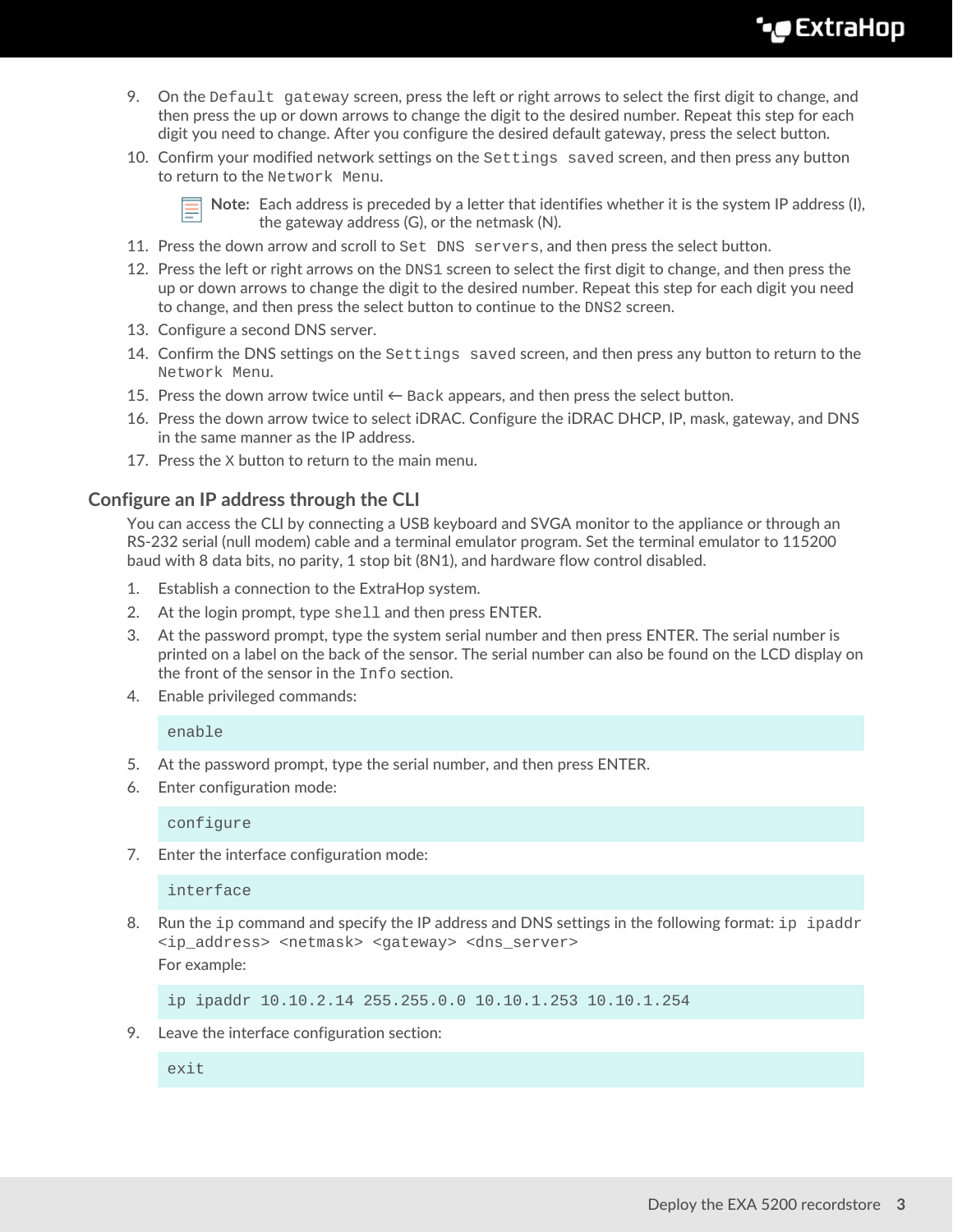9. On the `Default gateway` screen, press the left or right arrows to select the first digit to change, and then press the up or down arrows to change the digit to the desired number. Repeat this step for each digit you need to change. After you configure the desired default gateway, press the select button.
10. Confirm your modified network settings on the `Settings saved` screen, and then press any button to return to the `Network Menu`.

    **Note:** Each address is preceded by a letter that identifies whether it is the system IP address (I), the gateway address (G), or the netmask (N).

11. Press the down arrow and scroll to `Set DNS servers`, and then press the select button.
12. Press the left or right arrows on the `DNS1` screen to select the first digit to change, and then press the up or down arrows to change the digit to the desired number. Repeat this step for each digit you need to change, and then press the select button to continue to the `DNS2` screen.
13. Configure a second DNS server.
14. Confirm the DNS settings on the `Settings saved` screen, and then press any button to return to the `Network Menu`.
15. Press the down arrow twice until `← Back` appears, and then press the select button.
16. Press the down arrow twice to select iDRAC. Configure the iDRAC DHCP, IP, mask, gateway, and DNS in the same manner as the IP address.
17. Press the `X` button to return to the main menu.

## Configure an IP address through the CLI

You can access the CLI by connecting a USB keyboard and SVGA monitor to the appliance or through an RS-232 serial (null modem) cable and a terminal emulator program. Set the terminal emulator to 115200 baud with 8 data bits, no parity, 1 stop bit (8N1), and hardware flow control disabled.

1. Establish a connection to the ExtraHop system.
2. At the login prompt, type `shell` and then press ENTER.
3. At the password prompt, type the system serial number and then press ENTER. The serial number is printed on a label on the back of the sensor. The serial number can also be found on the LCD display on the front of the sensor in the `Info` section.
4. Enable privileged commands:

   ```
   enable
   ```

5. At the password prompt, type the serial number, and then press ENTER.
6. Enter configuration mode:

   ```
   configure
   ```

7. Enter the interface configuration mode:

   ```
   interface
   ```

8. Run the `ip` command and specify the IP address and DNS settings in the following format: `ip ipaddr <ip_address> <netmask> <gateway> <dns_server>`

   For example:

   ```
   ip ipaddr 10.10.2.14 255.255.0.0 10.10.1.253 10.10.1.254
   ```

9. Leave the interface configuration section:

   ```
   exit
   ```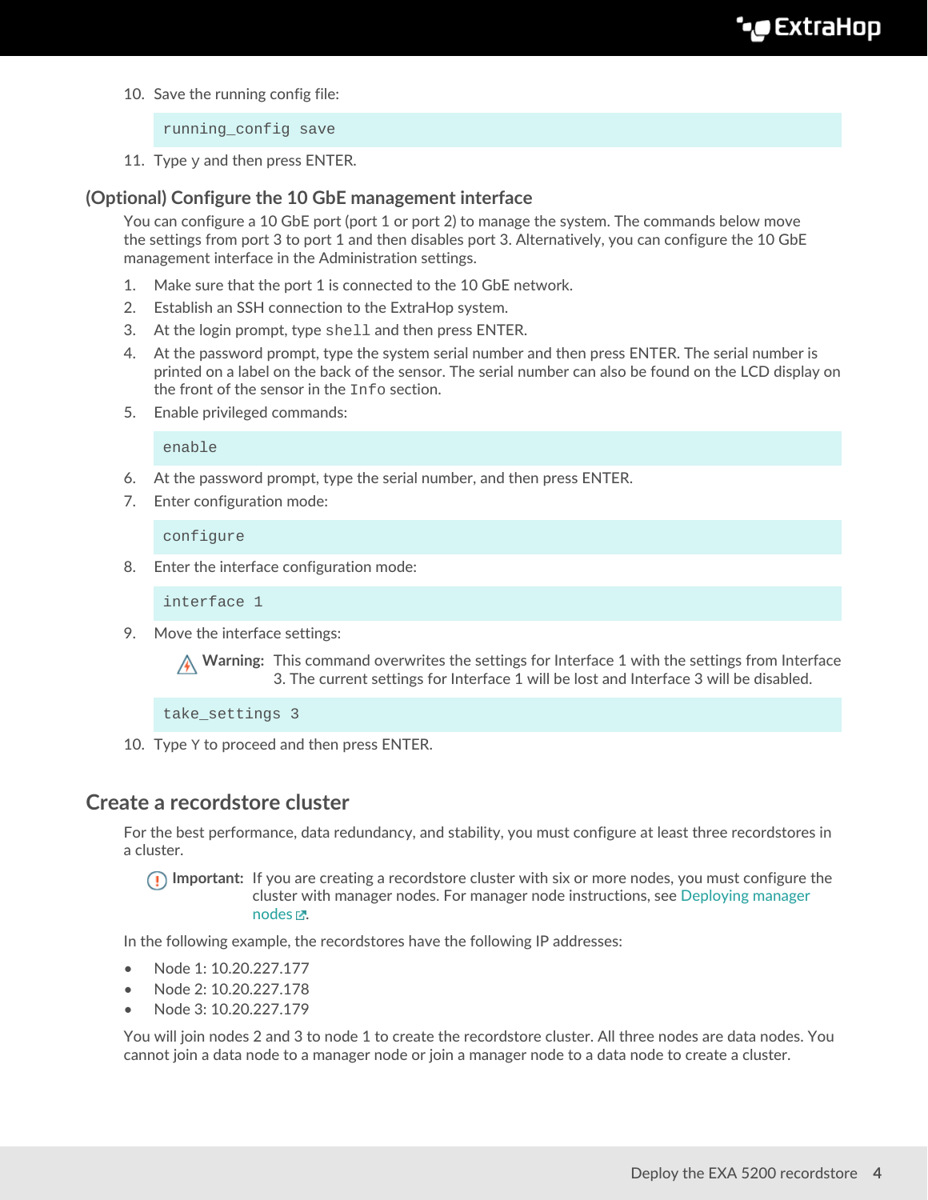10. Save the running config file:

```
running_config save
```

11. Type y and then press ENTER.

### (Optional) Configure the 10 GbE management interface

You can configure a 10 GbE port (port 1 or port 2) to manage the system. The commands below move the settings from port 3 to port 1 and then disables port 3. Alternatively, you can configure the 10 GbE management interface in the Administration settings.

1. Make sure that the port 1 is connected to the 10 GbE network.
2. Establish an SSH connection to the ExtraHop system.
3. At the login prompt, type `shell` and then press ENTER.
4. At the password prompt, type the system serial number and then press ENTER. The serial number is printed on a label on the back of the sensor. The serial number can also be found on the LCD display on the front of the sensor in the `Info` section.
5. Enable privileged commands:

```
enable
```

6. At the password prompt, type the serial number, and then press ENTER.
7. Enter configuration mode:

```
configure
```

8. Enter the interface configuration mode:

```
interface 1
```

9. Move the interface settings:

**Warning:** This command overwrites the settings for Interface 1 with the settings from Interface 3. The current settings for Interface 1 will be lost and Interface 3 will be disabled.

```
take_settings 3
```

10. Type Y to proceed and then press ENTER.

## Create a recordstore cluster

For the best performance, data redundancy, and stability, you must configure at least three recordstores in a cluster.

**Important:** If you are creating a recordstore cluster with six or more nodes, you must configure the cluster with manager nodes. For manager node instructions, see Deploying manager nodes.

In the following example, the recordstores have the following IP addresses:

- Node 1: 10.20.227.177
- Node 2: 10.20.227.178
- Node 3: 10.20.227.179

You will join nodes 2 and 3 to node 1 to create the recordstore cluster. All three nodes are data nodes. You cannot join a data node to a manager node or join a manager node to a data node to create a cluster.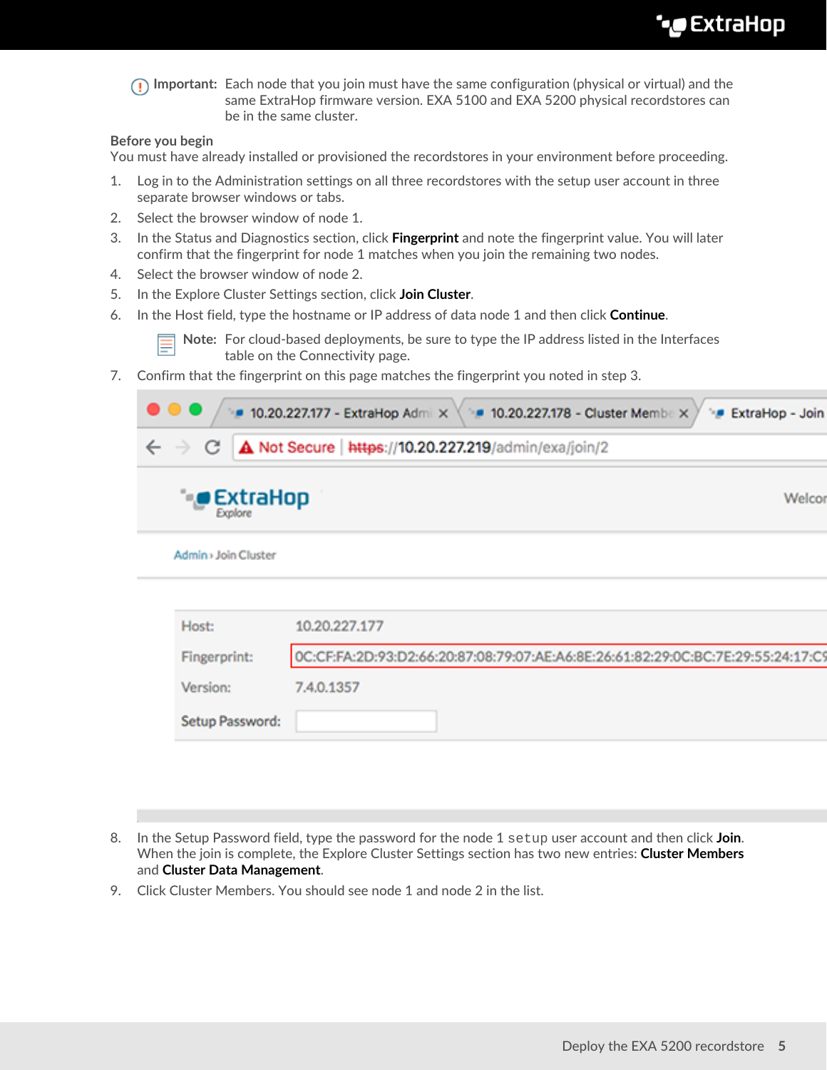**Important:** Each node that you join must have the same configuration (physical or virtual) and the same ExtraHop firmware version. EXA 5100 and EXA 5200 physical recordstores can be in the same cluster.

**Before you begin**

You must have already installed or provisioned the recordstores in your environment before proceeding.

1. Log in to the Administration settings on all three recordstores with the setup user account in three separate browser windows or tabs.
2. Select the browser window of node 1.
3. In the Status and Diagnostics section, click **Fingerprint** and note the fingerprint value. You will later confirm that the fingerprint for node 1 matches when you join the remaining two nodes.
4. Select the browser window of node 2.
5. In the Explore Cluster Settings section, click **Join Cluster**.
6. In the Host field, type the hostname or IP address of data node 1 and then click **Continue**.

   **Note:** For cloud-based deployments, be sure to type the IP address listed in the Interfaces table on the Connectivity page.
7. Confirm that the fingerprint on this page matches the fingerprint you noted in step 3.
8. In the Setup Password field, type the password for the node 1 `setup` user account and then click **Join**. When the join is complete, the Explore Cluster Settings section has two new entries: **Cluster Members** and **Cluster Data Management**.
9. Click Cluster Members. You should see node 1 and node 2 in the list.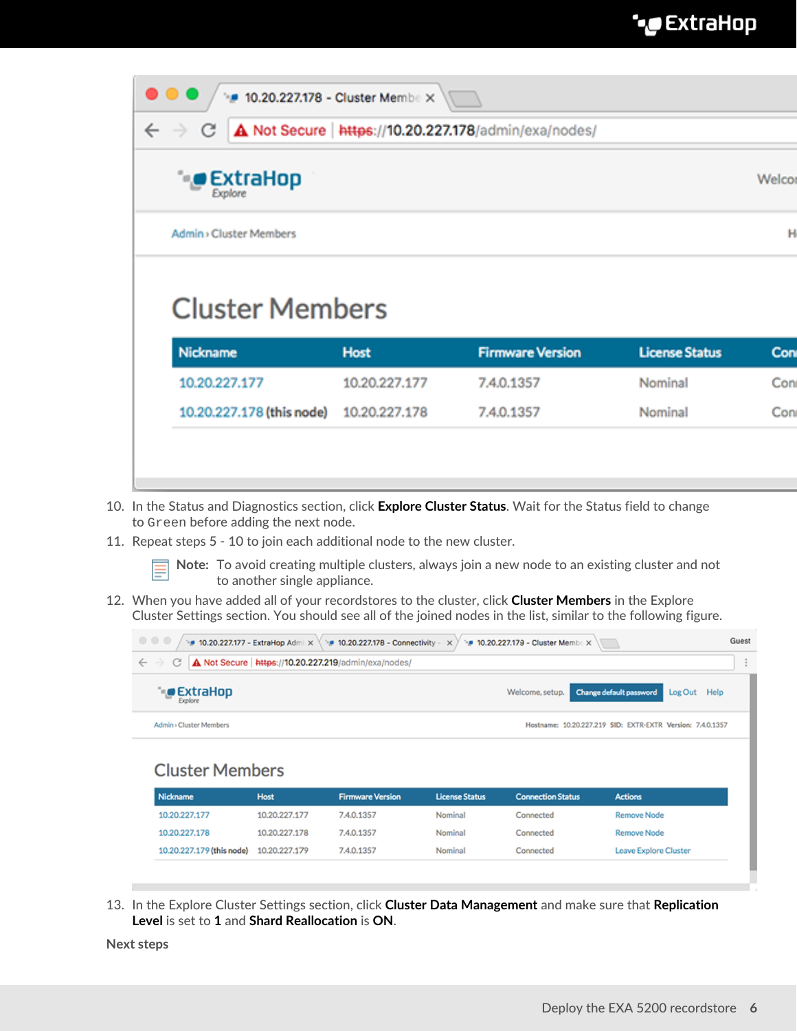10. In the Status and Diagnostics section, click **Explore Cluster Status**. Wait for the Status field to change to `Green` before adding the next node.
11. Repeat steps 5 - 10 to join each additional node to the new cluster.

    **Note:** To avoid creating multiple clusters, always join a new node to an existing cluster and not to another single appliance.

12. When you have added all of your recordstores to the cluster, click **Cluster Members** in the Explore Cluster Settings section. You should see all of the joined nodes in the list, similar to the following figure.
13. In the Explore Cluster Settings section, click **Cluster Data Management** and make sure that **Replication Level** is set to **1** and **Shard Reallocation** is **ON**.

**Next steps**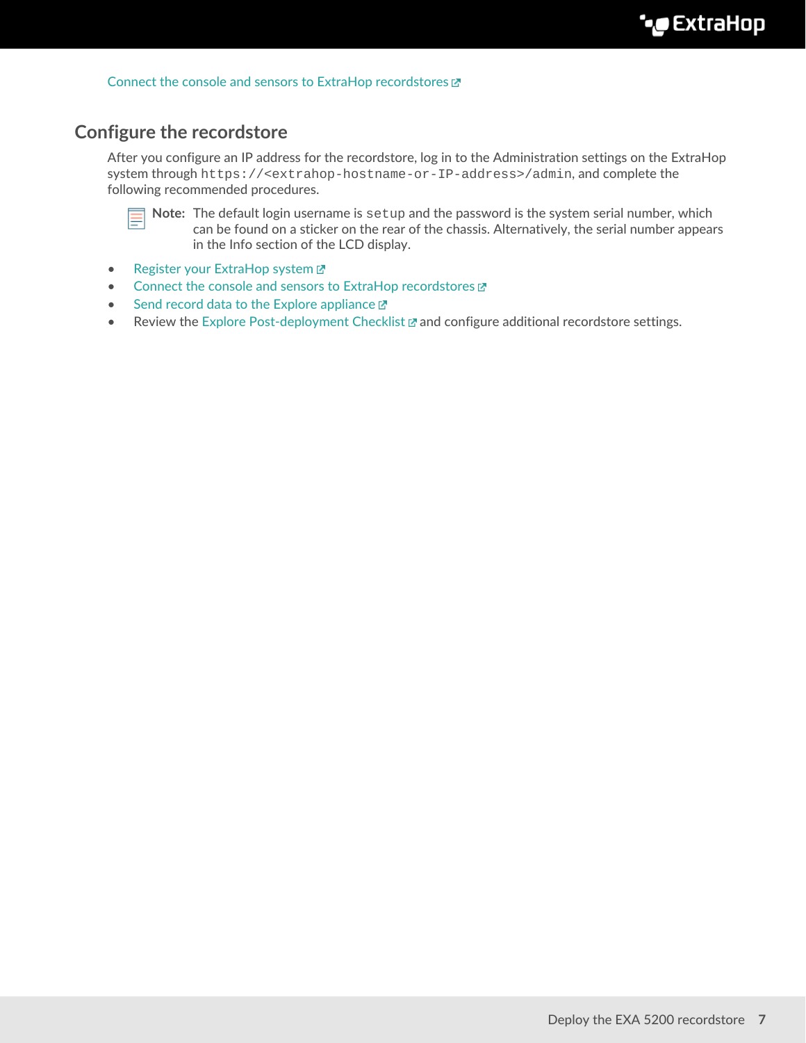Connect the console and sensors to ExtraHop recordstores

## Configure the recordstore

After you configure an IP address for the recordstore, log in to the Administration settings on the ExtraHop system through `https://<extrahop-hostname-or-IP-address>/admin`, and complete the following recommended procedures.

> **Note:** The default login username is `setup` and the password is the system serial number, which can be found on a sticker on the rear of the chassis. Alternatively, the serial number appears in the Info section of the LCD display.

- Register your ExtraHop system
- Connect the console and sensors to ExtraHop recordstores
- Send record data to the Explore appliance
- Review the Explore Post-deployment Checklist and configure additional recordstore settings.